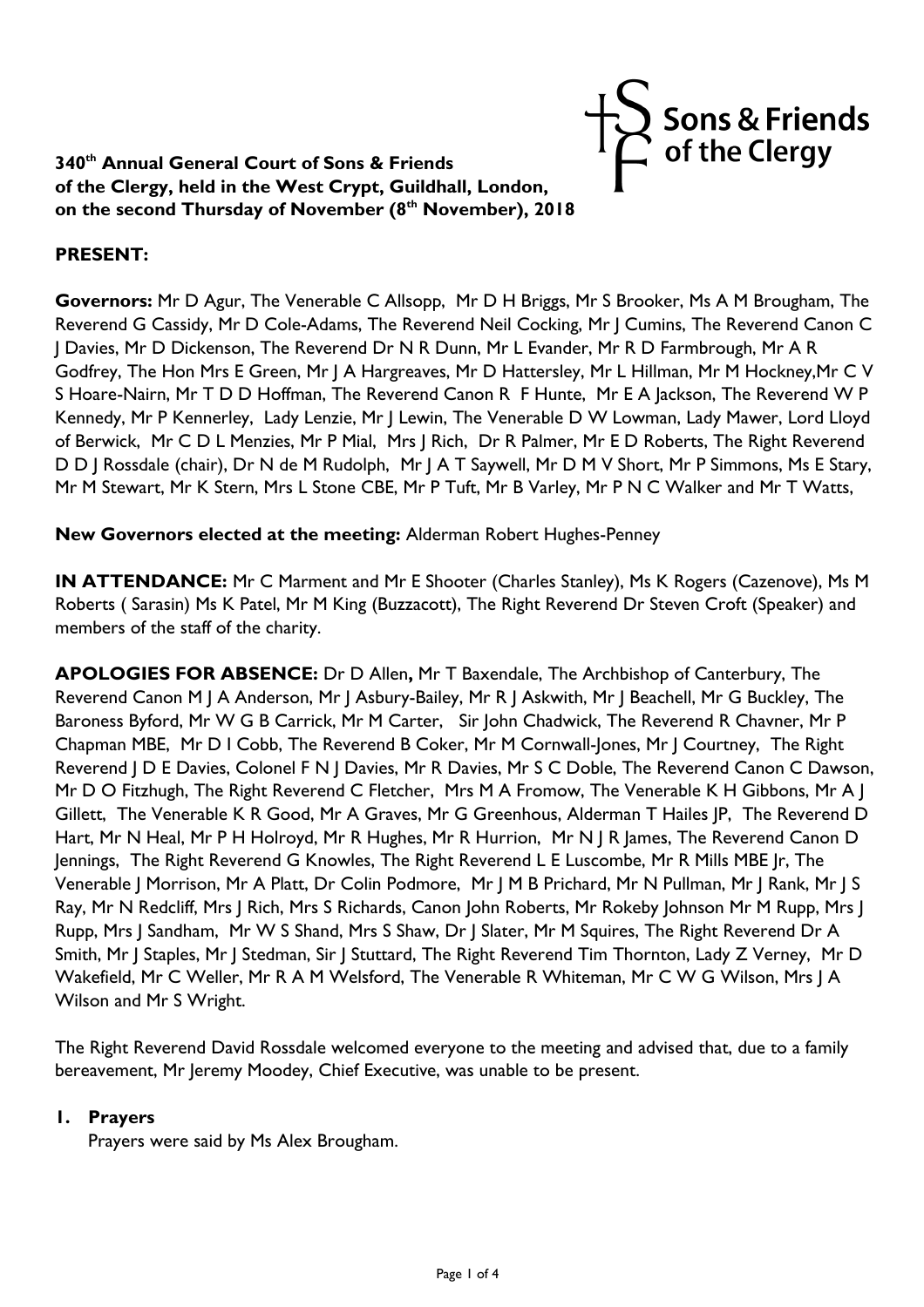**340th Annual General Court of Sons & Friends of the Clergy, held in the West Crypt, Guildhall, London, on the second Thursday of November (8th November), 2018**

Sons & Friends of the Clergy

**PRESENT:**

**Governors:** Mr D Agur, The Venerable C Allsopp, Mr D H Briggs, Mr S Brooker, Ms A M Brougham, The Reverend G Cassidy, Mr D Cole-Adams, The Reverend Neil Cocking, Mr J Cumins, The Reverend Canon C J Davies, Mr D Dickenson, The Reverend Dr N R Dunn, Mr L Evander, Mr R D Farmbrough, Mr A R Godfrey, The Hon Mrs E Green, Mr J A Hargreaves, Mr D Hattersley, Mr L Hillman, Mr M Hockney,Mr C V S Hoare-Nairn, Mr T D D Hoffman, The Reverend Canon R F Hunte, Mr E A Jackson, The Reverend W P Kennedy, Mr P Kennerley, Lady Lenzie, Mr J Lewin, The Venerable D W Lowman, Lady Mawer, Lord Lloyd of Berwick, Mr C D L Menzies, Mr P Mial, Mrs J Rich, Dr R Palmer, Mr E D Roberts, The Right Reverend D D J Rossdale (chair), Dr N de M Rudolph, Mr J A T Saywell, Mr D M V Short, Mr P Simmons, Ms E Stary, Mr M Stewart, Mr K Stern, Mrs L Stone CBE, Mr P Tuft, Mr B Varley, Mr P N C Walker and Mr T Watts,

**New Governors elected at the meeting:** Alderman Robert Hughes-Penney

**IN ATTENDANCE:** Mr C Marment and Mr E Shooter (Charles Stanley), Ms K Rogers (Cazenove), Ms M Roberts ( Sarasin) Ms K Patel, Mr M King (Buzzacott), The Right Reverend Dr Steven Croft (Speaker) and members of the staff of the charity.

**APOLOGIES FOR ABSENCE:** Dr D Allen**,** Mr T Baxendale, The Archbishop of Canterbury, The Reverend Canon M J A Anderson, Mr J Asbury-Bailey, Mr R J Askwith, Mr J Beachell, Mr G Buckley, The Baroness Byford, Mr W G B Carrick, Mr M Carter, Sir John Chadwick, The Reverend R Chavner, Mr P Chapman MBE, Mr D I Cobb, The Reverend B Coker, Mr M Cornwall-Jones, Mr J Courtney, The Right Reverend J D E Davies, Colonel F N J Davies, Mr R Davies, Mr S C Doble, The Reverend Canon C Dawson, Mr D O Fitzhugh, The Right Reverend C Fletcher, Mrs M A Fromow, The Venerable K H Gibbons, Mr A J Gillett, The Venerable K R Good, Mr A Graves, Mr G Greenhous, Alderman T Hailes JP, The Reverend D Hart, Mr N Heal, Mr P H Holroyd, Mr R Hughes, Mr R Hurrion, Mr N J R James, The Reverend Canon D Jennings, The Right Reverend G Knowles, The Right Reverend L E Luscombe, Mr R Mills MBE Jr, The Venerable J Morrison, Mr A Platt, Dr Colin Podmore, Mr J M B Prichard, Mr N Pullman, Mr J Rank, Mr J S Ray, Mr N Redcliff, Mrs J Rich, Mrs S Richards, Canon John Roberts, Mr Rokeby Johnson Mr M Rupp, Mrs J Rupp, Mrs J Sandham, Mr W S Shand, Mrs S Shaw, Dr J Slater, Mr M Squires, The Right Reverend Dr A Smith, Mr J Staples, Mr J Stedman, Sir J Stuttard, The Right Reverend Tim Thornton, Lady Z Verney, Mr D Wakefield, Mr C Weller, Mr R A M Welsford, The Venerable R Whiteman, Mr C W G Wilson, Mrs J A Wilson and Mr S Wright.

The Right Reverend David Rossdale welcomed everyone to the meeting and advised that, due to a family bereavement, Mr Jeremy Moodey, Chief Executive, was unable to be present.

1. **Prayers**
   Prayers were said by Ms Alex Brougham.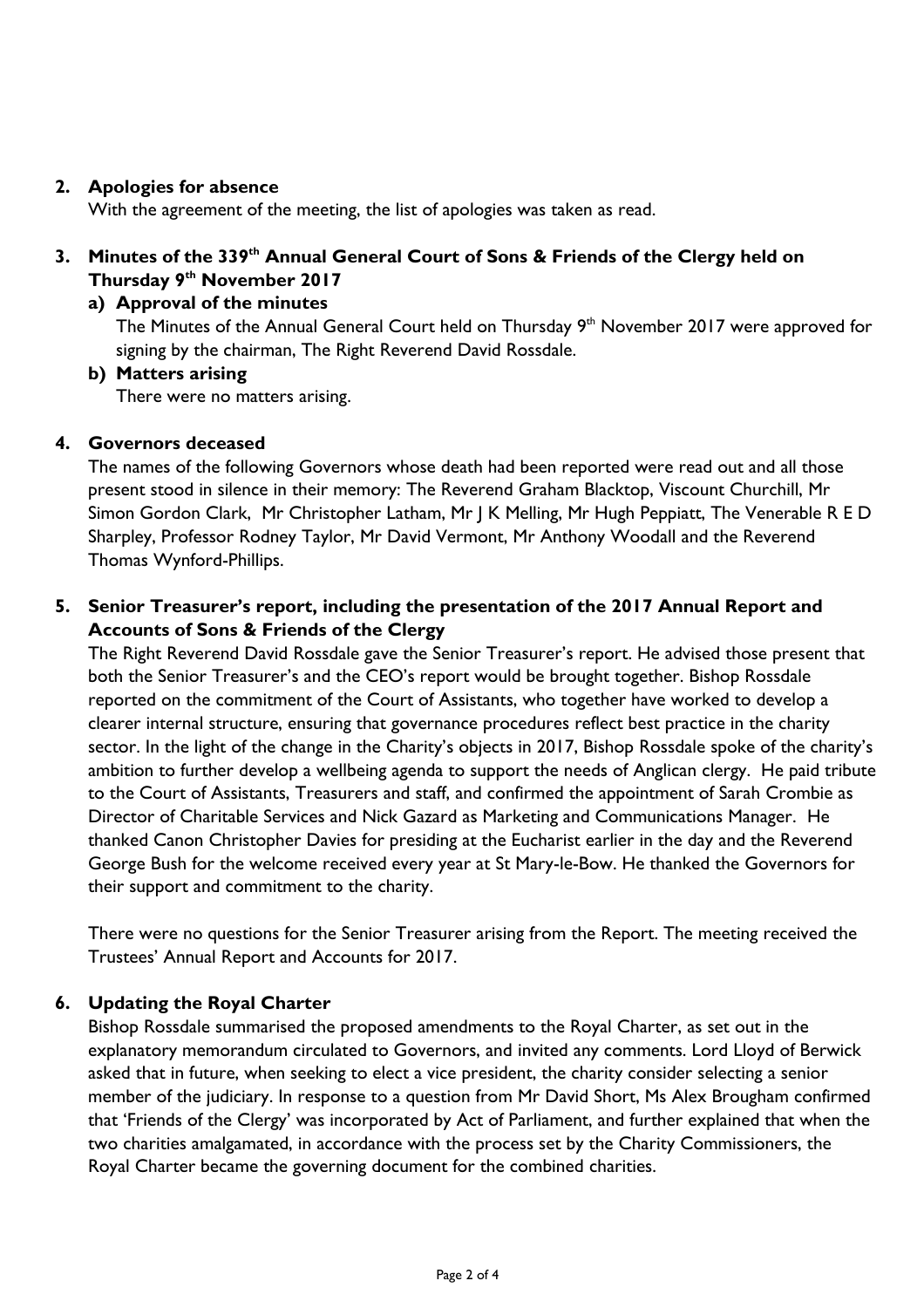## 2. Apologies for absence

With the agreement of the meeting, the list of apologies was taken as read.

## 3. Minutes of the 339th Annual General Court of Sons & Friends of the Clergy held on Thursday 9th November 2017

### a) Approval of the minutes

The Minutes of the Annual General Court held on Thursday 9th November 2017 were approved for signing by the chairman, The Right Reverend David Rossdale.

### b) Matters arising

There were no matters arising.

## 4. Governors deceased

The names of the following Governors whose death had been reported were read out and all those present stood in silence in their memory: The Reverend Graham Blacktop, Viscount Churchill, Mr Simon Gordon Clark, Mr Christopher Latham, Mr J K Melling, Mr Hugh Peppiatt, The Venerable R E D Sharpley, Professor Rodney Taylor, Mr David Vermont, Mr Anthony Woodall and the Reverend Thomas Wynford-Phillips.

## 5. Senior Treasurer's report, including the presentation of the 2017 Annual Report and Accounts of Sons & Friends of the Clergy

The Right Reverend David Rossdale gave the Senior Treasurer's report. He advised those present that both the Senior Treasurer's and the CEO's report would be brought together. Bishop Rossdale reported on the commitment of the Court of Assistants, who together have worked to develop a clearer internal structure, ensuring that governance procedures reflect best practice in the charity sector. In the light of the change in the Charity's objects in 2017, Bishop Rossdale spoke of the charity's ambition to further develop a wellbeing agenda to support the needs of Anglican clergy. He paid tribute to the Court of Assistants, Treasurers and staff, and confirmed the appointment of Sarah Crombie as Director of Charitable Services and Nick Gazard as Marketing and Communications Manager. He thanked Canon Christopher Davies for presiding at the Eucharist earlier in the day and the Reverend George Bush for the welcome received every year at St Mary-le-Bow. He thanked the Governors for their support and commitment to the charity.

There were no questions for the Senior Treasurer arising from the Report. The meeting received the Trustees' Annual Report and Accounts for 2017.

## 6. Updating the Royal Charter

Bishop Rossdale summarised the proposed amendments to the Royal Charter, as set out in the explanatory memorandum circulated to Governors, and invited any comments. Lord Lloyd of Berwick asked that in future, when seeking to elect a vice president, the charity consider selecting a senior member of the judiciary. In response to a question from Mr David Short, Ms Alex Brougham confirmed that 'Friends of the Clergy' was incorporated by Act of Parliament, and further explained that when the two charities amalgamated, in accordance with the process set by the Charity Commissioners, the Royal Charter became the governing document for the combined charities.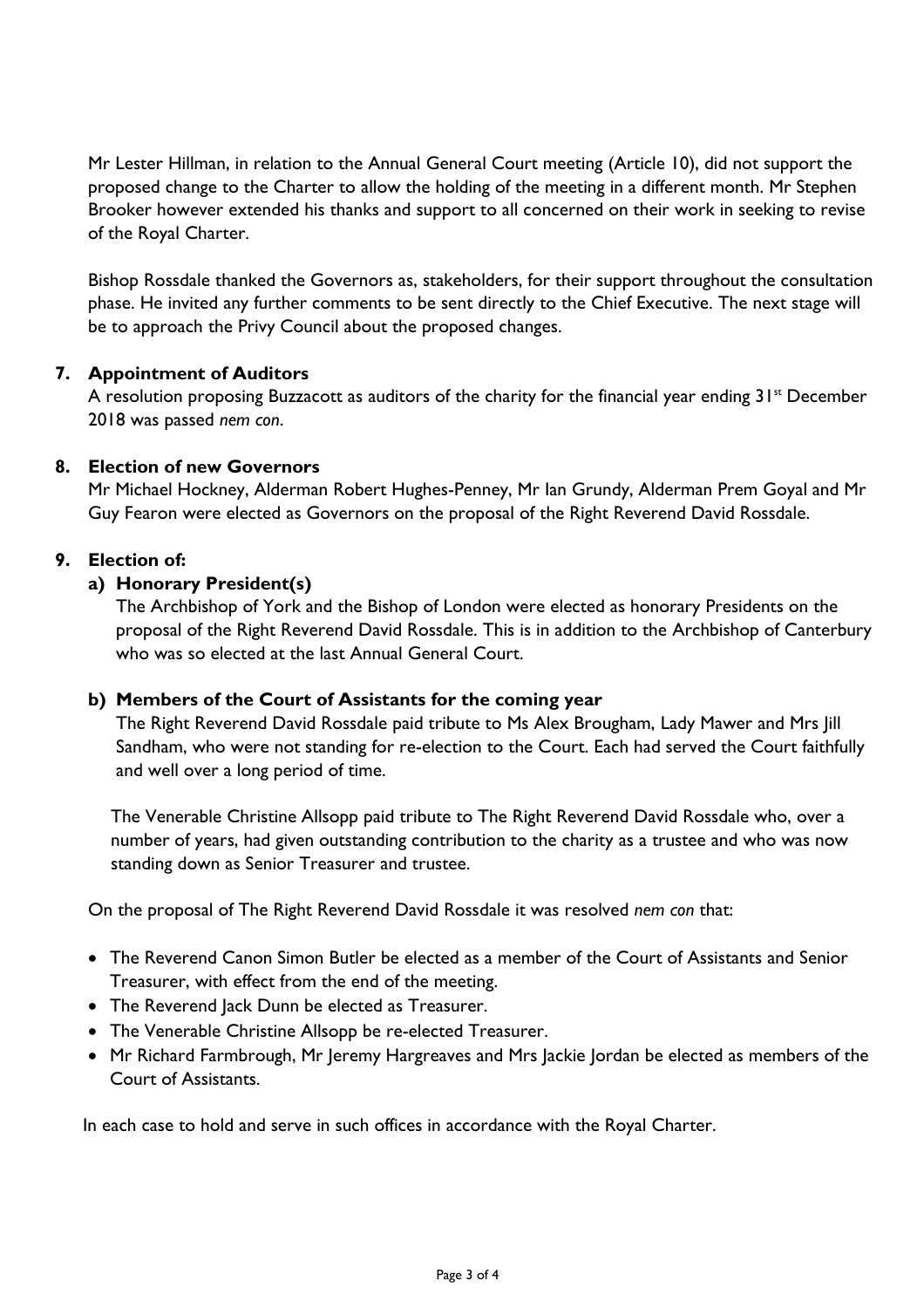Mr Lester Hillman, in relation to the Annual General Court meeting (Article 10), did not support the proposed change to the Charter to allow the holding of the meeting in a different month. Mr Stephen Brooker however extended his thanks and support to all concerned on their work in seeking to revise of the Royal Charter.

Bishop Rossdale thanked the Governors as, stakeholders, for their support throughout the consultation phase. He invited any further comments to be sent directly to the Chief Executive. The next stage will be to approach the Privy Council about the proposed changes.

**7. Appointment of Auditors**

A resolution proposing Buzzacott as auditors of the charity for the financial year ending 31st December 2018 was passed *nem con*.

**8. Election of new Governors**

Mr Michael Hockney, Alderman Robert Hughes-Penney, Mr Ian Grundy, Alderman Prem Goyal and Mr Guy Fearon were elected as Governors on the proposal of the Right Reverend David Rossdale.

**9. Election of:**

**a) Honorary President(s)**

The Archbishop of York and the Bishop of London were elected as honorary Presidents on the proposal of the Right Reverend David Rossdale. This is in addition to the Archbishop of Canterbury who was so elected at the last Annual General Court.

**b) Members of the Court of Assistants for the coming year**

The Right Reverend David Rossdale paid tribute to Ms Alex Brougham, Lady Mawer and Mrs Jill Sandham, who were not standing for re-election to the Court. Each had served the Court faithfully and well over a long period of time.

The Venerable Christine Allsopp paid tribute to The Right Reverend David Rossdale who, over a number of years, had given outstanding contribution to the charity as a trustee and who was now standing down as Senior Treasurer and trustee.

On the proposal of The Right Reverend David Rossdale it was resolved *nem con* that:

- The Reverend Canon Simon Butler be elected as a member of the Court of Assistants and Senior Treasurer, with effect from the end of the meeting.
- The Reverend Jack Dunn be elected as Treasurer.
- The Venerable Christine Allsopp be re-elected Treasurer.
- Mr Richard Farmbrough, Mr Jeremy Hargreaves and Mrs Jackie Jordan be elected as members of the Court of Assistants.

In each case to hold and serve in such offices in accordance with the Royal Charter.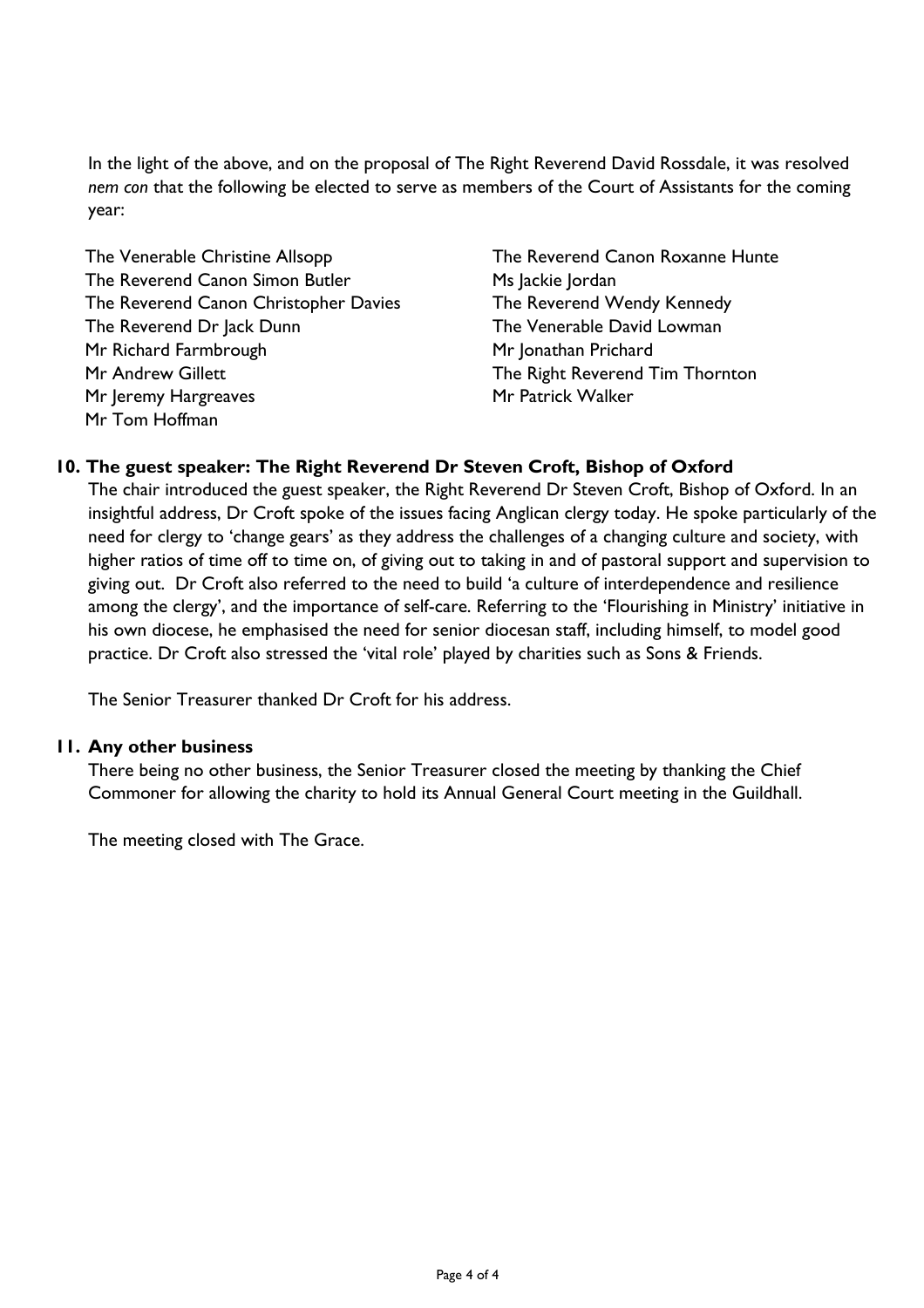In the light of the above, and on the proposal of The Right Reverend David Rossdale, it was resolved *nem con* that the following be elected to serve as members of the Court of Assistants for the coming year:

The Venerable Christine Allsopp
The Reverend Canon Simon Butler
The Reverend Canon Christopher Davies
The Reverend Dr Jack Dunn
Mr Richard Farmbrough
Mr Andrew Gillett
Mr Jeremy Hargreaves
Mr Tom Hoffman
The Reverend Canon Roxanne Hunte
Ms Jackie Jordan
The Reverend Wendy Kennedy
The Venerable David Lowman
Mr Jonathan Prichard
The Right Reverend Tim Thornton
Mr Patrick Walker

**10. The guest speaker: The Right Reverend Dr Steven Croft, Bishop of Oxford**

The chair introduced the guest speaker, the Right Reverend Dr Steven Croft, Bishop of Oxford. In an insightful address, Dr Croft spoke of the issues facing Anglican clergy today. He spoke particularly of the need for clergy to 'change gears' as they address the challenges of a changing culture and society, with higher ratios of time off to time on, of giving out to taking in and of pastoral support and supervision to giving out. Dr Croft also referred to the need to build 'a culture of interdependence and resilience among the clergy', and the importance of self-care. Referring to the 'Flourishing in Ministry' initiative in his own diocese, he emphasised the need for senior diocesan staff, including himself, to model good practice. Dr Croft also stressed the 'vital role' played by charities such as Sons & Friends.

The Senior Treasurer thanked Dr Croft for his address.

**11. Any other business**

There being no other business, the Senior Treasurer closed the meeting by thanking the Chief Commoner for allowing the charity to hold its Annual General Court meeting in the Guildhall.

The meeting closed with The Grace.